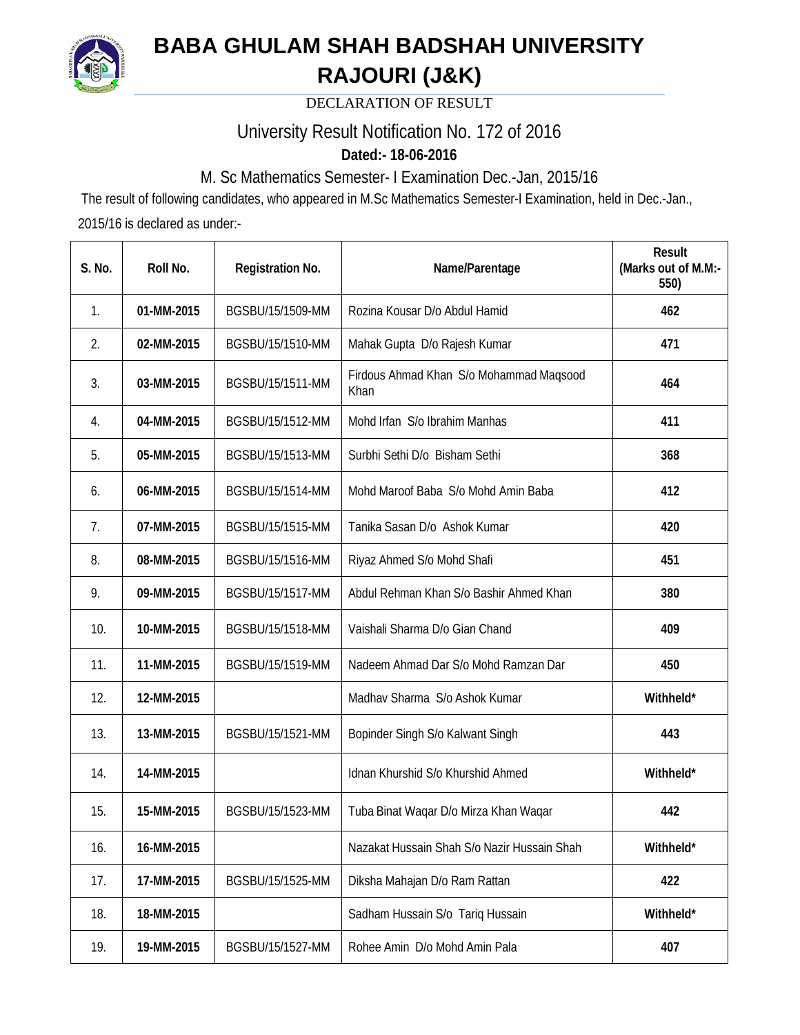# BABA GHULAM SHAH BADSHAH UNIVERSITY RAJOURI (J&K)

DECLARATION OF RESULT

## University Result Notification No. 172 of 2016

**Dated:- 18-06-2016**

### M. Sc Mathematics Semester- I Examination Dec.-Jan, 2015/16

The result of following candidates, who appeared in M.Sc Mathematics Semester-I Examination, held in Dec.-Jan., 2015/16 is declared as under:-

| S. No. | Roll No. | Registration No. | Name/Parentage | Result (Marks out of M.M:- 550) |
|---|---|---|---|---|
| 1. | **01-MM-2015** | BGSBU/15/1509-MM | Rozina Kousar D/o Abdul Hamid | **462** |
| 2. | **02-MM-2015** | BGSBU/15/1510-MM | Mahak Gupta D/o Rajesh Kumar | **471** |
| 3. | **03-MM-2015** | BGSBU/15/1511-MM | Firdous Ahmad Khan S/o Mohammad Maqsood Khan | **464** |
| 4. | **04-MM-2015** | BGSBU/15/1512-MM | Mohd Irfan S/o Ibrahim Manhas | **411** |
| 5. | **05-MM-2015** | BGSBU/15/1513-MM | Surbhi Sethi D/o Bisham Sethi | **368** |
| 6. | **06-MM-2015** | BGSBU/15/1514-MM | Mohd Maroof Baba S/o Mohd Amin Baba | **412** |
| 7. | **07-MM-2015** | BGSBU/15/1515-MM | Tanika Sasan D/o Ashok Kumar | **420** |
| 8. | **08-MM-2015** | BGSBU/15/1516-MM | Riyaz Ahmed S/o Mohd Shafi | **451** |
| 9. | **09-MM-2015** | BGSBU/15/1517-MM | Abdul Rehman Khan S/o Bashir Ahmed Khan | **380** |
| 10. | **10-MM-2015** | BGSBU/15/1518-MM | Vaishali Sharma D/o Gian Chand | **409** |
| 11. | **11-MM-2015** | BGSBU/15/1519-MM | Nadeem Ahmad Dar S/o Mohd Ramzan Dar | **450** |
| 12. | **12-MM-2015** | | Madhav Sharma S/o Ashok Kumar | **Withheld*** |
| 13. | **13-MM-2015** | BGSBU/15/1521-MM | Bopinder Singh S/o Kalwant Singh | **443** |
| 14. | **14-MM-2015** | | Idnan Khurshid S/o Khurshid Ahmed | **Withheld*** |
| 15. | **15-MM-2015** | BGSBU/15/1523-MM | Tuba Binat Waqar D/o Mirza Khan Waqar | **442** |
| 16. | **16-MM-2015** | | Nazakat Hussain Shah S/o Nazir Hussain Shah | **Withheld*** |
| 17. | **17-MM-2015** | BGSBU/15/1525-MM | Diksha Mahajan D/o Ram Rattan | **422** |
| 18. | **18-MM-2015** | | Sadham Hussain S/o Tariq Hussain | **Withheld*** |
| 19. | **19-MM-2015** | BGSBU/15/1527-MM | Rohee Amin D/o Mohd Amin Pala | **407** |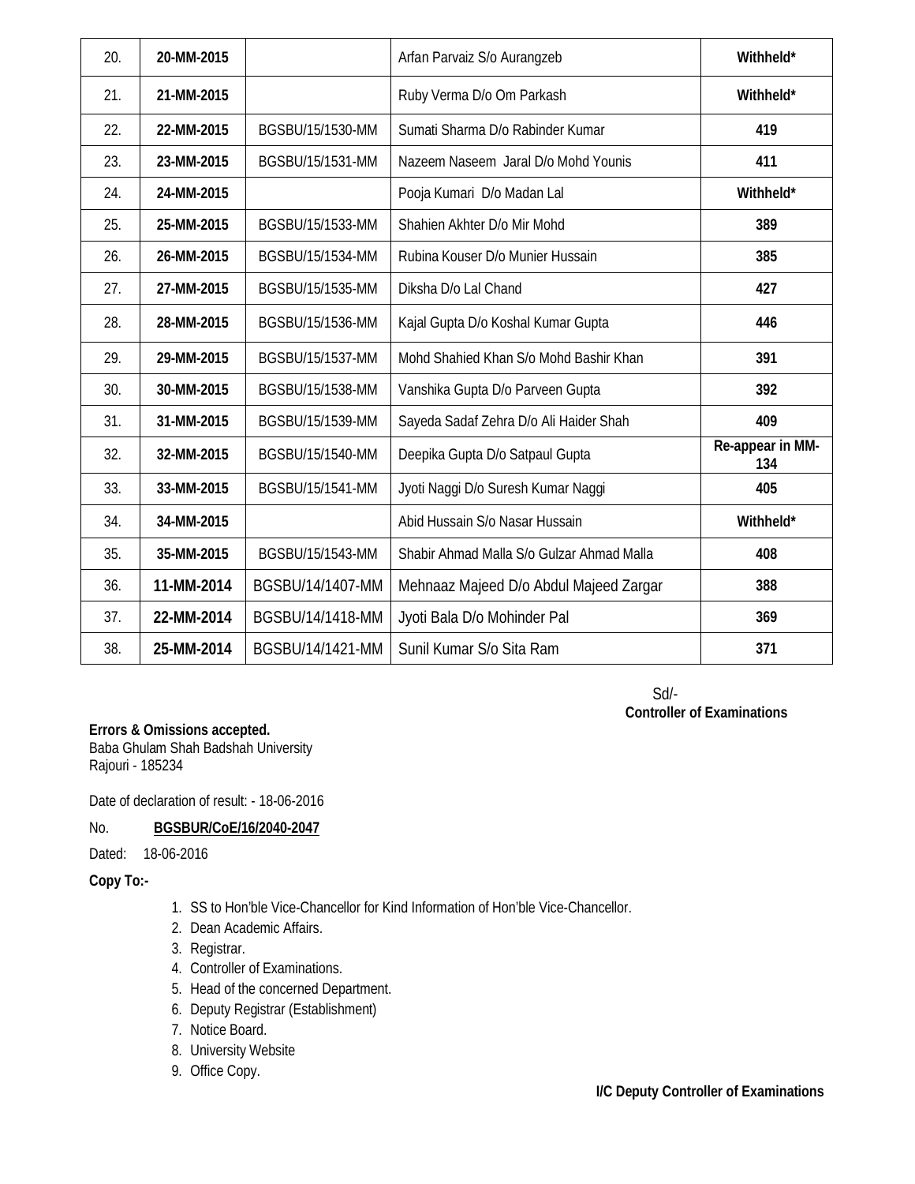| | | | | |
|---|---|---|---|---|
| 20. | **20-MM-2015** | | Arfan Parvaiz S/o Aurangzeb | **Withheld*** |
| 21. | **21-MM-2015** | | Ruby Verma D/o Om Parkash | **Withheld*** |
| 22. | **22-MM-2015** | BGSBU/15/1530-MM | Sumati Sharma D/o Rabinder Kumar | **419** |
| 23. | **23-MM-2015** | BGSBU/15/1531-MM | Nazeem Naseem Jaral D/o Mohd Younis | **411** |
| 24. | **24-MM-2015** | | Pooja Kumari D/o Madan Lal | **Withheld*** |
| 25. | **25-MM-2015** | BGSBU/15/1533-MM | Shahien Akhter D/o Mir Mohd | **389** |
| 26. | **26-MM-2015** | BGSBU/15/1534-MM | Rubina Kouser D/o Munier Hussain | **385** |
| 27. | **27-MM-2015** | BGSBU/15/1535-MM | Diksha D/o Lal Chand | **427** |
| 28. | **28-MM-2015** | BGSBU/15/1536-MM | Kajal Gupta D/o Koshal Kumar Gupta | **446** |
| 29. | **29-MM-2015** | BGSBU/15/1537-MM | Mohd Shahied Khan S/o Mohd Bashir Khan | **391** |
| 30. | **30-MM-2015** | BGSBU/15/1538-MM | Vanshika Gupta D/o Parveen Gupta | **392** |
| 31. | **31-MM-2015** | BGSBU/15/1539-MM | Sayeda Sadaf Zehra D/o Ali Haider Shah | **409** |
| 32. | **32-MM-2015** | BGSBU/15/1540-MM | Deepika Gupta D/o Satpaul Gupta | **Re-appear in MM-134** |
| 33. | **33-MM-2015** | BGSBU/15/1541-MM | Jyoti Naggi D/o Suresh Kumar Naggi | **405** |
| 34. | **34-MM-2015** | | Abid Hussain S/o Nasar Hussain | **Withheld*** |
| 35. | **35-MM-2015** | BGSBU/15/1543-MM | Shabir Ahmad Malla S/o Gulzar Ahmad Malla | **408** |
| 36. | **11-MM-2014** | BGSBU/14/1407-MM | Mehnaaz Majeed D/o Abdul Majeed Zargar | **388** |
| 37. | **22-MM-2014** | BGSBU/14/1418-MM | Jyoti Bala D/o Mohinder Pal | **369** |
| 38. | **25-MM-2014** | BGSBU/14/1421-MM | Sunil Kumar S/o Sita Ram | **371** |

Sd/-
**Controller of Examinations**

**Errors & Omissions accepted.**
Baba Ghulam Shah Badshah University
Rajouri - 185234

Date of declaration of result: - 18-06-2016

No. **BGSBUR/CoE/16/2040-2047**

Dated: 18-06-2016

**Copy To:-**

1. SS to Hon'ble Vice-Chancellor for Kind Information of Hon'ble Vice-Chancellor.
2. Dean Academic Affairs.
3. Registrar.
4. Controller of Examinations.
5. Head of the concerned Department.
6. Deputy Registrar (Establishment)
7. Notice Board.
8. University Website
9. Office Copy.

**I/C Deputy Controller of Examinations**